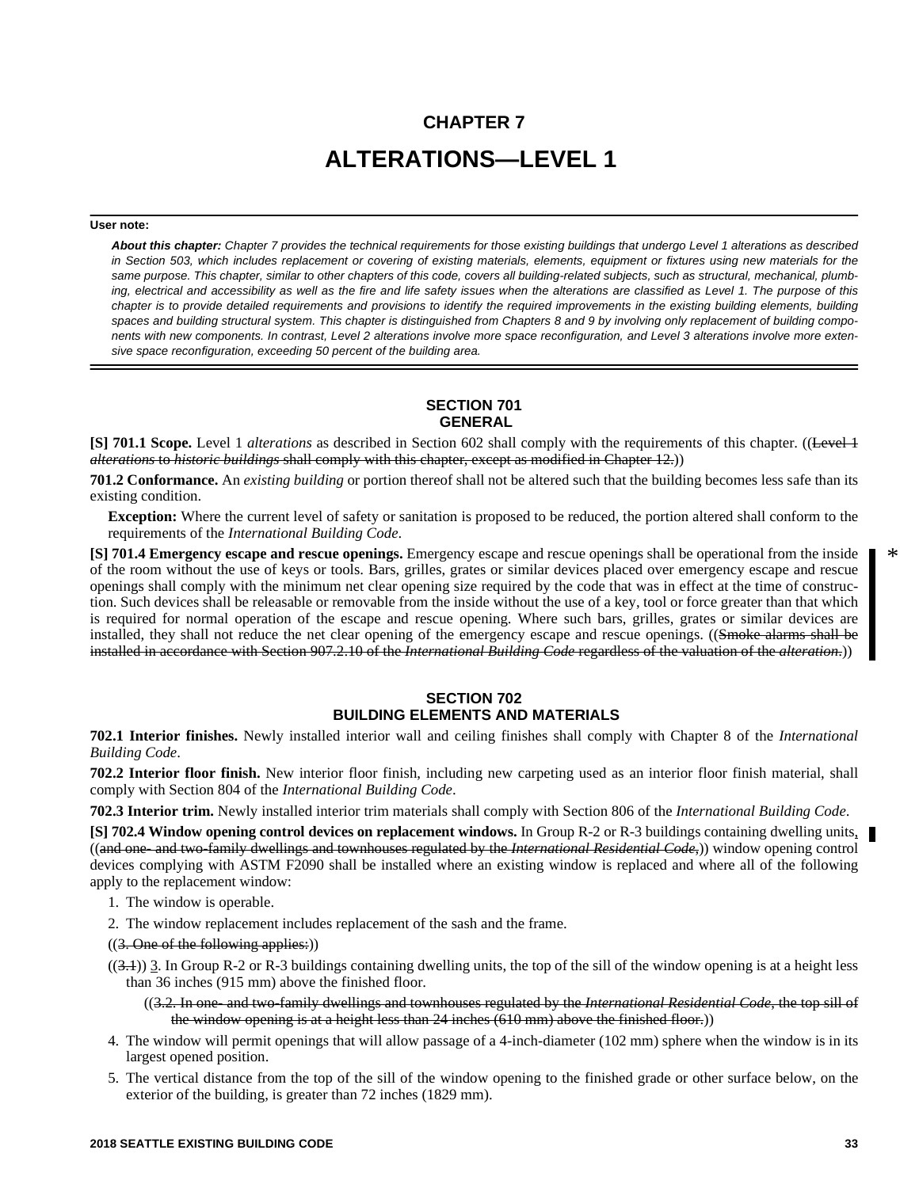# CHAPTER 7

# ALTERATIONS—LEVEL 1

**User note:**

***About this chapter:*** *Chapter 7 provides the technical requirements for those existing buildings that undergo Level 1 alterations as described in Section 503, which includes replacement or covering of existing materials, elements, equipment or fixtures using new materials for the same purpose. This chapter, similar to other chapters of this code, covers all building-related subjects, such as structural, mechanical, plumbing, electrical and accessibility as well as the fire and life safety issues when the alterations are classified as Level 1. The purpose of this chapter is to provide detailed requirements and provisions to identify the required improvements in the existing building elements, building spaces and building structural system. This chapter is distinguished from Chapters 8 and 9 by involving only replacement of building components with new components. In contrast, Level 2 alterations involve more space reconfiguration, and Level 3 alterations involve more extensive space reconfiguration, exceeding 50 percent of the building area.*

## SECTION 701
## GENERAL

**[S] 701.1 Scope.** Level 1 *alterations* as described in Section 602 shall comply with the requirements of this chapter. ((~~Level 1 *alterations* to *historic buildings* shall comply with this chapter, except as modified in Chapter 12.~~))

**701.2 Conformance.** An *existing building* or portion thereof shall not be altered such that the building becomes less safe than its existing condition.

**Exception:** Where the current level of safety or sanitation is proposed to be reduced, the portion altered shall conform to the requirements of the *International Building Code*.

**[S] 701.4 Emergency escape and rescue openings.** Emergency escape and rescue openings shall be operational from the inside of the room without the use of keys or tools. Bars, grilles, grates or similar devices placed over emergency escape and rescue openings shall comply with the minimum net clear opening size required by the code that was in effect at the time of construction. Such devices shall be releasable or removable from the inside without the use of a key, tool or force greater than that which is required for normal operation of the escape and rescue opening. Where such bars, grilles, grates or similar devices are installed, they shall not reduce the net clear opening of the emergency escape and rescue openings. ((~~Smoke alarms shall be installed in accordance with Section 907.2.10 of the *International Building Code* regardless of the valuation of the *alteration*.~~))

## SECTION 702
## BUILDING ELEMENTS AND MATERIALS

**702.1 Interior finishes.** Newly installed interior wall and ceiling finishes shall comply with Chapter 8 of the *International Building Code*.

**702.2 Interior floor finish.** New interior floor finish, including new carpeting used as an interior floor finish material, shall comply with Section 804 of the *International Building Code*.

**702.3 Interior trim.** Newly installed interior trim materials shall comply with Section 806 of the *International Building Code*.

**[S] 702.4 Window opening control devices on replacement windows.** In Group R-2 or R-3 buildings containing dwelling units, ((~~and one- and two-family dwellings and townhouses regulated by the *International Residential Code*,~~)) window opening control devices complying with ASTM F2090 shall be installed where an existing window is replaced and where all of the following apply to the replacement window:

1. The window is operable.
2. The window replacement includes replacement of the sash and the frame.

((~~3. One of the following applies:~~))

((~~3.1~~)) 3. In Group R-2 or R-3 buildings containing dwelling units, the top of the sill of the window opening is at a height less than 36 inches (915 mm) above the finished floor.

((~~3.2. In one- and two-family dwellings and townhouses regulated by the *International Residential Code*, the top sill of the window opening is at a height less than 24 inches (610 mm) above the finished floor.~~))

4. The window will permit openings that will allow passage of a 4-inch-diameter (102 mm) sphere when the window is in its largest opened position.
5. The vertical distance from the top of the sill of the window opening to the finished grade or other surface below, on the exterior of the building, is greater than 72 inches (1829 mm).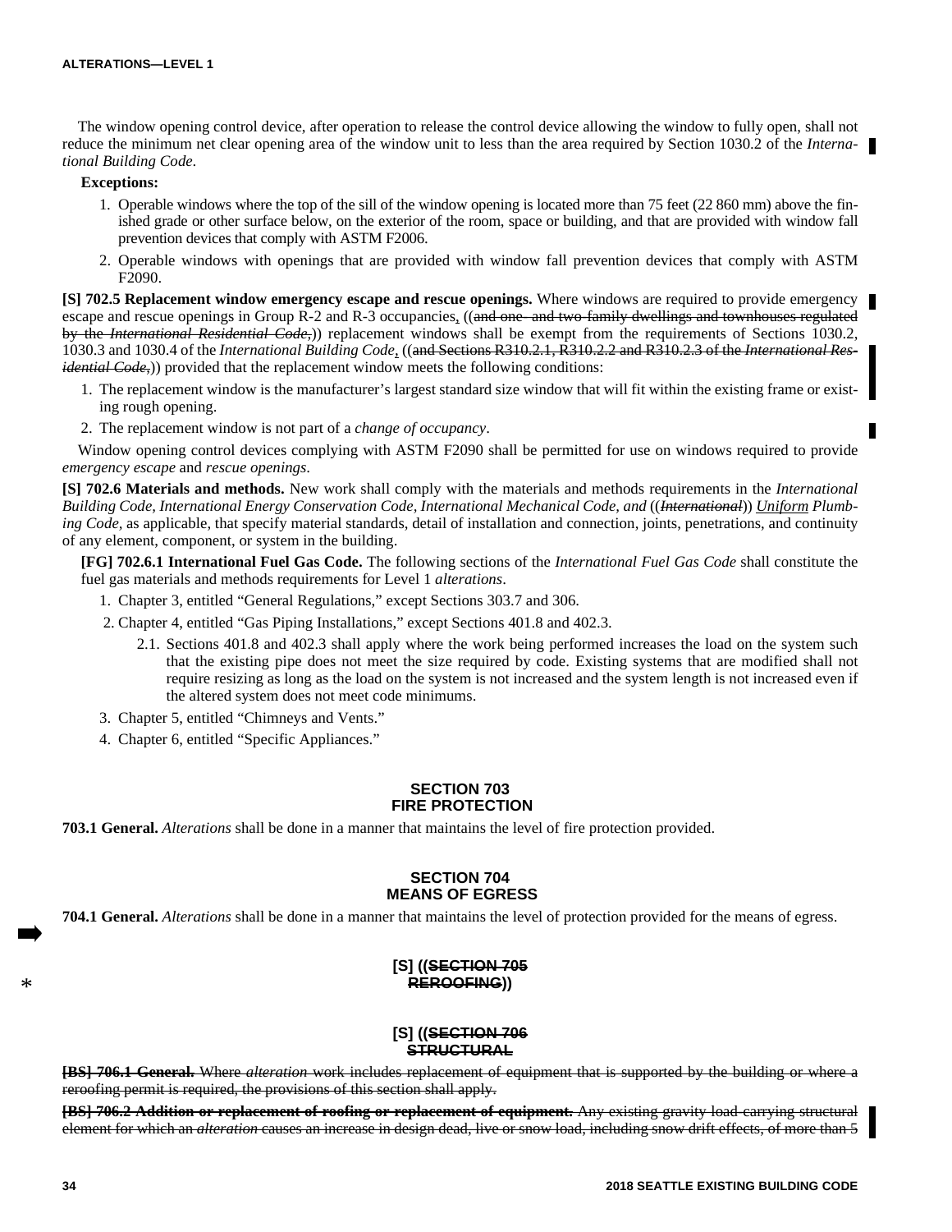The window opening control device, after operation to release the control device allowing the window to fully open, shall not reduce the minimum net clear opening area of the window unit to less than the area required by Section 1030.2 of the *International Building Code*.

**Exceptions:**

1. Operable windows where the top of the sill of the window opening is located more than 75 feet (22 860 mm) above the finished grade or other surface below, on the exterior of the room, space or building, and that are provided with window fall prevention devices that comply with ASTM F2006.
2. Operable windows with openings that are provided with window fall prevention devices that comply with ASTM F2090.

**[S] 702.5 Replacement window emergency escape and rescue openings.** Where windows are required to provide emergency escape and rescue openings in Group R-2 and R-3 occupancies, ((~~and one- and two-family dwellings and townhouses regulated by the *International Residential Code*,~~)) replacement windows shall be exempt from the requirements of Sections 1030.2, 1030.3 and 1030.4 of the *International Building Code*, ((~~and Sections R310.2.1, R310.2.2 and R310.2.3 of the *International Residential Code*,~~)) provided that the replacement window meets the following conditions:

1. The replacement window is the manufacturer's largest standard size window that will fit within the existing frame or existing rough opening.
2. The replacement window is not part of a *change of occupancy*.

Window opening control devices complying with ASTM F2090 shall be permitted for use on windows required to provide *emergency escape* and *rescue openings*.

**[S] 702.6 Materials and methods.** New work shall comply with the materials and methods requirements in the *International Building Code, International Energy Conservation Code, International Mechanical Code, and* ((~~*International*~~)) <u>*Uniform*</u> *Plumbing Code,* as applicable, that specify material standards, detail of installation and connection, joints, penetrations, and continuity of any element, component, or system in the building.

**[FG] 702.6.1 International Fuel Gas Code.** The following sections of the *International Fuel Gas Code* shall constitute the fuel gas materials and methods requirements for Level 1 *alterations*.

1. Chapter 3, entitled "General Regulations," except Sections 303.7 and 306.
2. Chapter 4, entitled "Gas Piping Installations," except Sections 401.8 and 402.3.
   - 2.1. Sections 401.8 and 402.3 shall apply where the work being performed increases the load on the system such that the existing pipe does not meet the size required by code. Existing systems that are modified shall not require resizing as long as the load on the system is not increased and the system length is not increased even if the altered system does not meet code minimums.
3. Chapter 5, entitled "Chimneys and Vents."
4. Chapter 6, entitled "Specific Appliances."

## SECTION 703 FIRE PROTECTION

**703.1 General.** *Alterations* shall be done in a manner that maintains the level of fire protection provided.

## SECTION 704 MEANS OF EGRESS

**704.1 General.** *Alterations* shall be done in a manner that maintains the level of protection provided for the means of egress.

## [S] ((~~SECTION 705 REROOFING~~))

## [S] ((~~SECTION 706 STRUCTURAL~~

~~**[BS] 706.1 General.** Where *alteration* work includes replacement of equipment that is supported by the building or where a reroofing permit is required, the provisions of this section shall apply.~~

~~**[BS] 706.2 Addition or replacement of roofing or replacement of equipment.** Any existing gravity load-carrying structural element for which an *alteration* causes an increase in design dead, live or snow load, including snow drift effects, of more than 5~~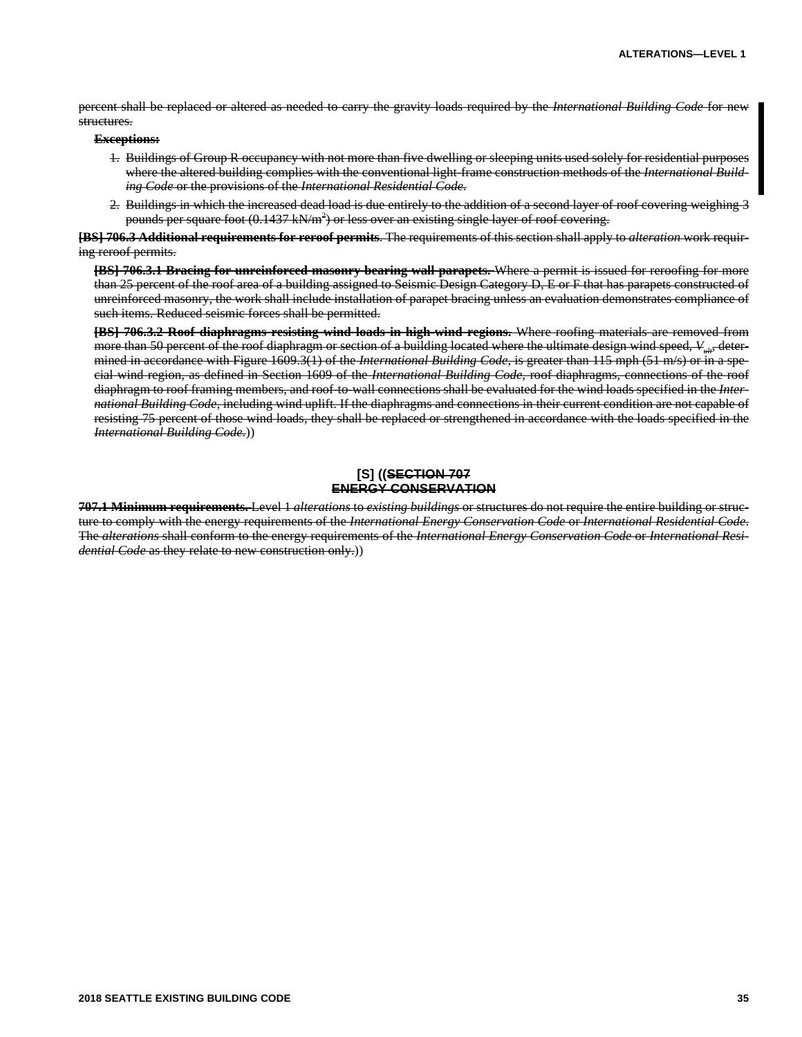~~percent shall be replaced or altered as needed to carry the gravity loads required by the *International Building Code* for new structures.~~

~~**Exceptions:**~~

1. ~~Buildings of Group R occupancy with not more than five dwelling or sleeping units used solely for residential purposes where the altered building complies with the conventional light-frame construction methods of the *International Building Code* or the provisions of the *International Residential Code*.~~
2. ~~Buildings in which the increased dead load is due entirely to the addition of a second layer of roof covering weighing 3 pounds per square foot (0.1437 kN/m²) or less over an existing single layer of roof covering.~~

~~**[BS] 706.3 Additional requirements for reroof permits**. The requirements of this section shall apply to *alteration* work requiring reroof permits.~~

~~**[BS] 706.3.1 Bracing for unreinforced masonry bearing wall parapets.** Where a permit is issued for reroofing for more than 25 percent of the roof area of a building assigned to Seismic Design Category D, E or F that has parapets constructed of unreinforced masonry, the work shall include installation of parapet bracing unless an evaluation demonstrates compliance of such items. Reduced seismic forces shall be permitted.~~

~~**[BS] 706.3.2 Roof diaphragms resisting wind loads in high-wind regions.** Where roofing materials are removed from more than 50 percent of the roof diaphragm or section of a building located where the ultimate design wind speed, $V_{ult}$, determined in accordance with Figure 1609.3(1) of the *International Building Code*, is greater than 115 mph (51 m/s) or in a special wind region, as defined in Section 1609 of the *International Building Code*, roof diaphragms, connections of the roof diaphragm to roof framing members, and roof-to-wall connections shall be evaluated for the wind loads specified in the *International Building Code*, including wind uplift. If the diaphragms and connections in their current condition are not capable of resisting 75 percent of those wind loads, they shall be replaced or strengthened in accordance with the loads specified in the *International Building Code*.~~))

## [S] ((~~SECTION 707~~ ~~ENERGY CONSERVATION~~

~~**707.1 Minimum requirements.** Level 1 *alterations* to *existing buildings* or structures do not require the entire building or structure to comply with the energy requirements of the *International Energy Conservation Code* or *International Residential Code*. The *alterations* shall conform to the energy requirements of the *International Energy Conservation Code* or *International Residential Code* as they relate to new construction only.~~))